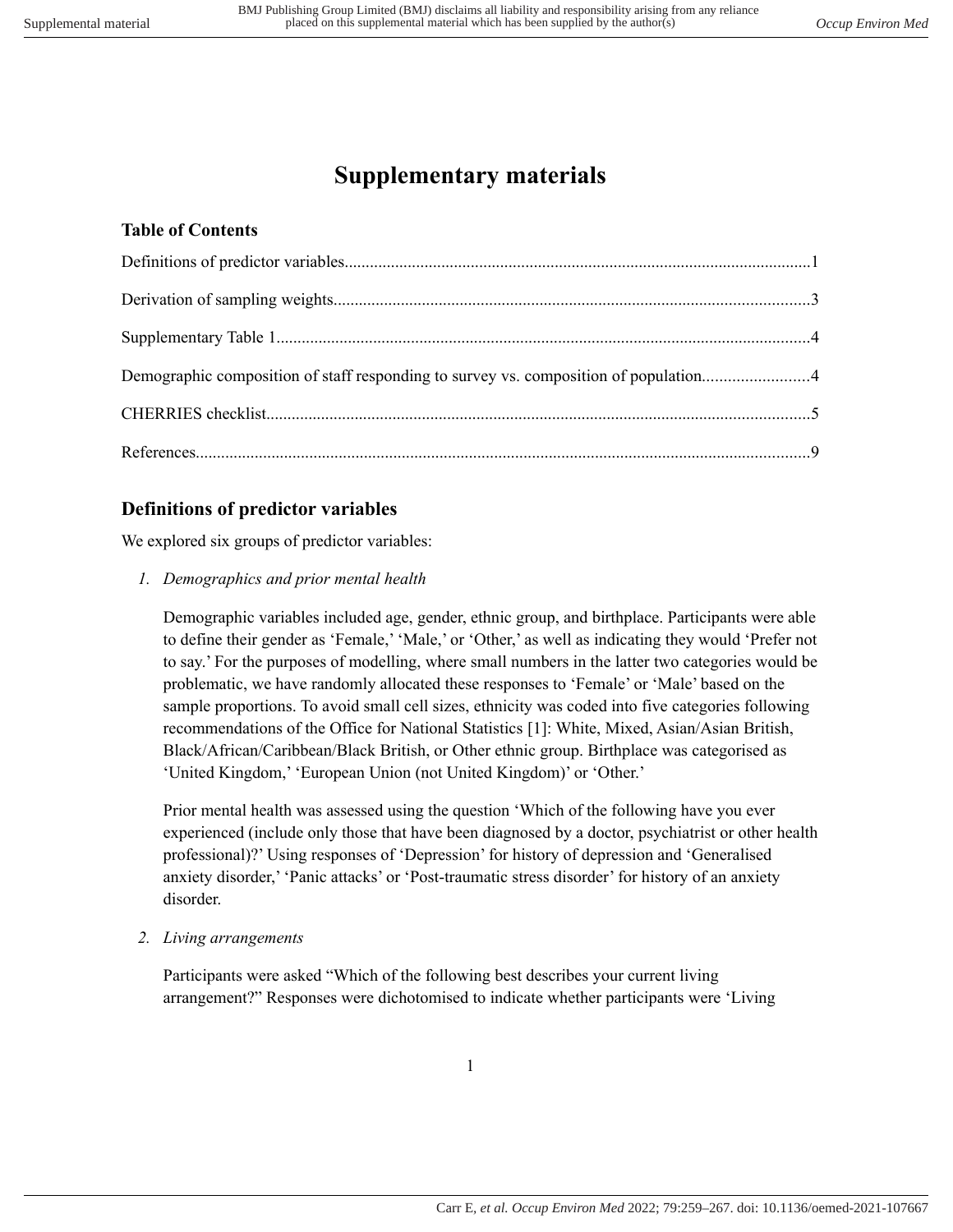# Supplementary materials

### Table of Contents

Definitions of predictor variables.............................................................................................................1

Derivation of sampling weights...............................................................................................................3

Supplementary Table 1.............................................................................................................................4

Demographic composition of staff responding to survey vs. composition of population.........................4

CHERRIES checklist...............................................................................................................................5

References...............................................................................................................................................9

## Definitions of predictor variables

We explored six groups of predictor variables:

1. *Demographics and prior mental health*

   Demographic variables included age, gender, ethnic group, and birthplace. Participants were able to define their gender as 'Female,' 'Male,' or 'Other,' as well as indicating they would 'Prefer not to say.' For the purposes of modelling, where small numbers in the latter two categories would be problematic, we have randomly allocated these responses to 'Female' or 'Male' based on the sample proportions. To avoid small cell sizes, ethnicity was coded into five categories following recommendations of the Office for National Statistics [1]: White, Mixed, Asian/Asian British, Black/African/Caribbean/Black British, or Other ethnic group. Birthplace was categorised as 'United Kingdom,' 'European Union (not United Kingdom)' or 'Other.'

   Prior mental health was assessed using the question 'Which of the following have you ever experienced (include only those that have been diagnosed by a doctor, psychiatrist or other health professional)?' Using responses of 'Depression' for history of depression and 'Generalised anxiety disorder,' 'Panic attacks' or 'Post-traumatic stress disorder' for history of an anxiety disorder.

2. *Living arrangements*

   Participants were asked "Which of the following best describes your current living arrangement?" Responses were dichotomised to indicate whether participants were 'Living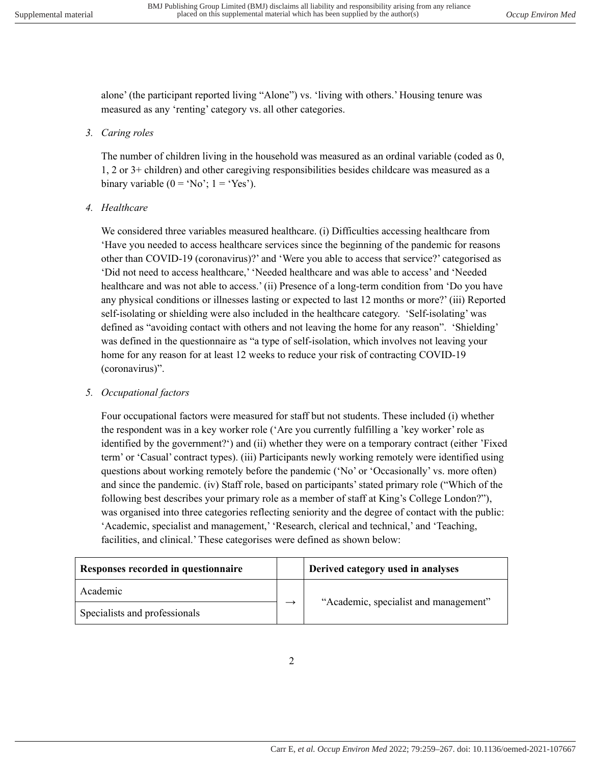alone' (the participant reported living "Alone") vs. 'living with others.' Housing tenure was measured as any 'renting' category vs. all other categories.

3. *Caring roles*

   The number of children living in the household was measured as an ordinal variable (coded as 0, 1, 2 or 3+ children) and other caregiving responsibilities besides childcare was measured as a binary variable (0 = 'No'; 1 = 'Yes').

4. *Healthcare*

   We considered three variables measured healthcare. (i) Difficulties accessing healthcare from 'Have you needed to access healthcare services since the beginning of the pandemic for reasons other than COVID-19 (coronavirus)?' and 'Were you able to access that service?' categorised as 'Did not need to access healthcare,' 'Needed healthcare and was able to access' and 'Needed healthcare and was not able to access.' (ii) Presence of a long-term condition from 'Do you have any physical conditions or illnesses lasting or expected to last 12 months or more?' (iii) Reported self-isolating or shielding were also included in the healthcare category. 'Self-isolating' was defined as "avoiding contact with others and not leaving the home for any reason". 'Shielding' was defined in the questionnaire as "a type of self-isolation, which involves not leaving your home for any reason for at least 12 weeks to reduce your risk of contracting COVID-19 (coronavirus)".

5. *Occupational factors*

   Four occupational factors were measured for staff but not students. These included (i) whether the respondent was in a key worker role ('Are you currently fulfilling a 'key worker' role as identified by the government?') and (ii) whether they were on a temporary contract (either 'Fixed term' or 'Casual' contract types). (iii) Participants newly working remotely were identified using questions about working remotely before the pandemic ('No' or 'Occasionally' vs. more often) and since the pandemic. (iv) Staff role, based on participants' stated primary role ("Which of the following best describes your primary role as a member of staff at King's College London?"), was organised into three categories reflecting seniority and the degree of contact with the public: 'Academic, specialist and management,' 'Research, clerical and technical,' and 'Teaching, facilities, and clinical.' These categorises were defined as shown below:

| Responses recorded in questionnaire | | Derived category used in analyses |
|---|---|---|
| Academic | → | "Academic, specialist and management" |
| Specialists and professionals | | |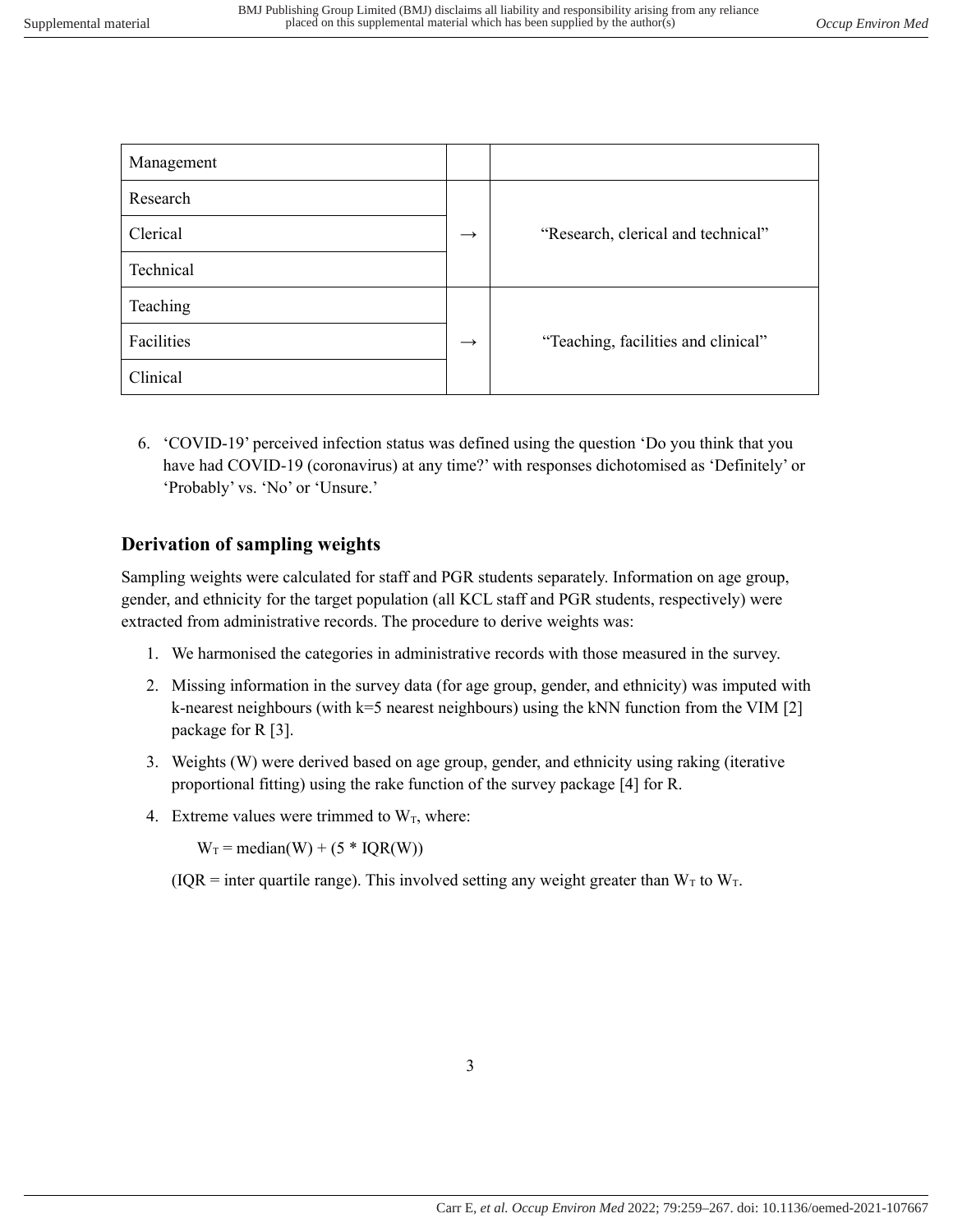| Management | | |
|---|---|---|
| Research | | |
| Clerical | → | “Research, clerical and technical” |
| Technical | | |
| Teaching | | |
| Facilities | → | “Teaching, facilities and clinical” |
| Clinical | | |

6. ‘COVID-19’ perceived infection status was defined using the question ‘Do you think that you have had COVID-19 (coronavirus) at any time?’ with responses dichotomised as ‘Definitely’ or ‘Probably’ vs. ‘No’ or ‘Unsure.’

## Derivation of sampling weights

Sampling weights were calculated for staff and PGR students separately. Information on age group, gender, and ethnicity for the target population (all KCL staff and PGR students, respectively) were extracted from administrative records. The procedure to derive weights was:

1. We harmonised the categories in administrative records with those measured in the survey.
2. Missing information in the survey data (for age group, gender, and ethnicity) was imputed with k-nearest neighbours (with k=5 nearest neighbours) using the kNN function from the VIM [2] package for R [3].
3. Weights (W) were derived based on age group, gender, and ethnicity using raking (iterative proportional fitting) using the rake function of the survey package [4] for R.
4. Extreme values were trimmed to $W_T$, where:

   $W_T$ = median(W) + (5 * IQR(W))

   (IQR = inter quartile range). This involved setting any weight greater than $W_T$ to $W_T$.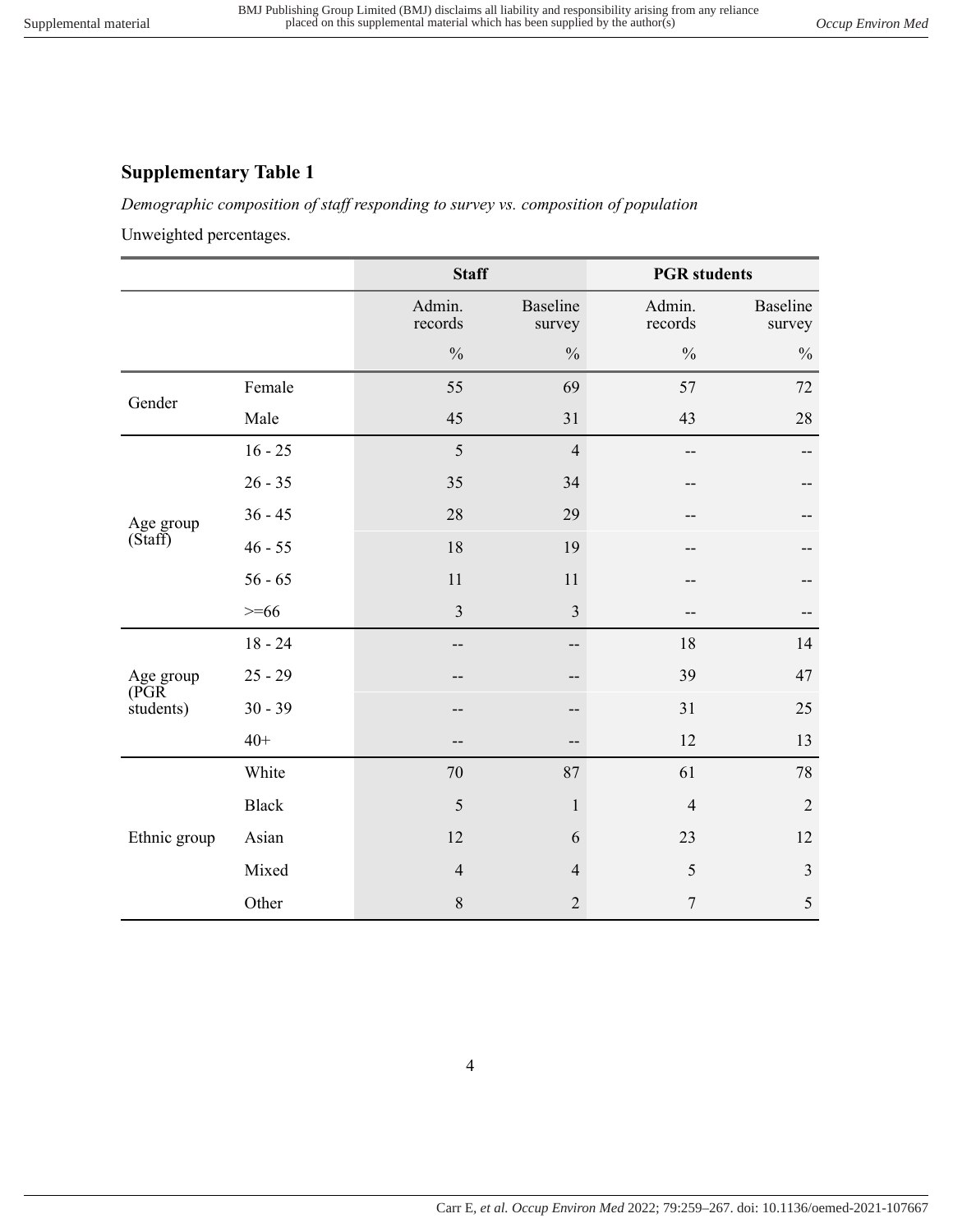## Supplementary Table 1

*Demographic composition of staff responding to survey vs. composition of population*

Unweighted percentages.

| | | Staff | | PGR students | |
|---|---|---|---|---|---|
| | | Admin. records | Baseline survey | Admin. records | Baseline survey |
| | | % | % | % | % |
| Gender | Female | 55 | 69 | 57 | 72 |
| | Male | 45 | 31 | 43 | 28 |
| Age group (Staff) | 16 - 25 | 5 | 4 | -- | -- |
| | 26 - 35 | 35 | 34 | -- | -- |
| | 36 - 45 | 28 | 29 | -- | -- |
| | 46 - 55 | 18 | 19 | -- | -- |
| | 56 - 65 | 11 | 11 | -- | -- |
| | >=66 | 3 | 3 | -- | -- |
| Age group (PGR students) | 18 - 24 | -- | -- | 18 | 14 |
| | 25 - 29 | -- | -- | 39 | 47 |
| | 30 - 39 | -- | -- | 31 | 25 |
| | 40+ | -- | -- | 12 | 13 |
| Ethnic group | White | 70 | 87 | 61 | 78 |
| | Black | 5 | 1 | 4 | 2 |
| | Asian | 12 | 6 | 23 | 12 |
| | Mixed | 4 | 4 | 5 | 3 |
| | Other | 8 | 2 | 7 | 5 |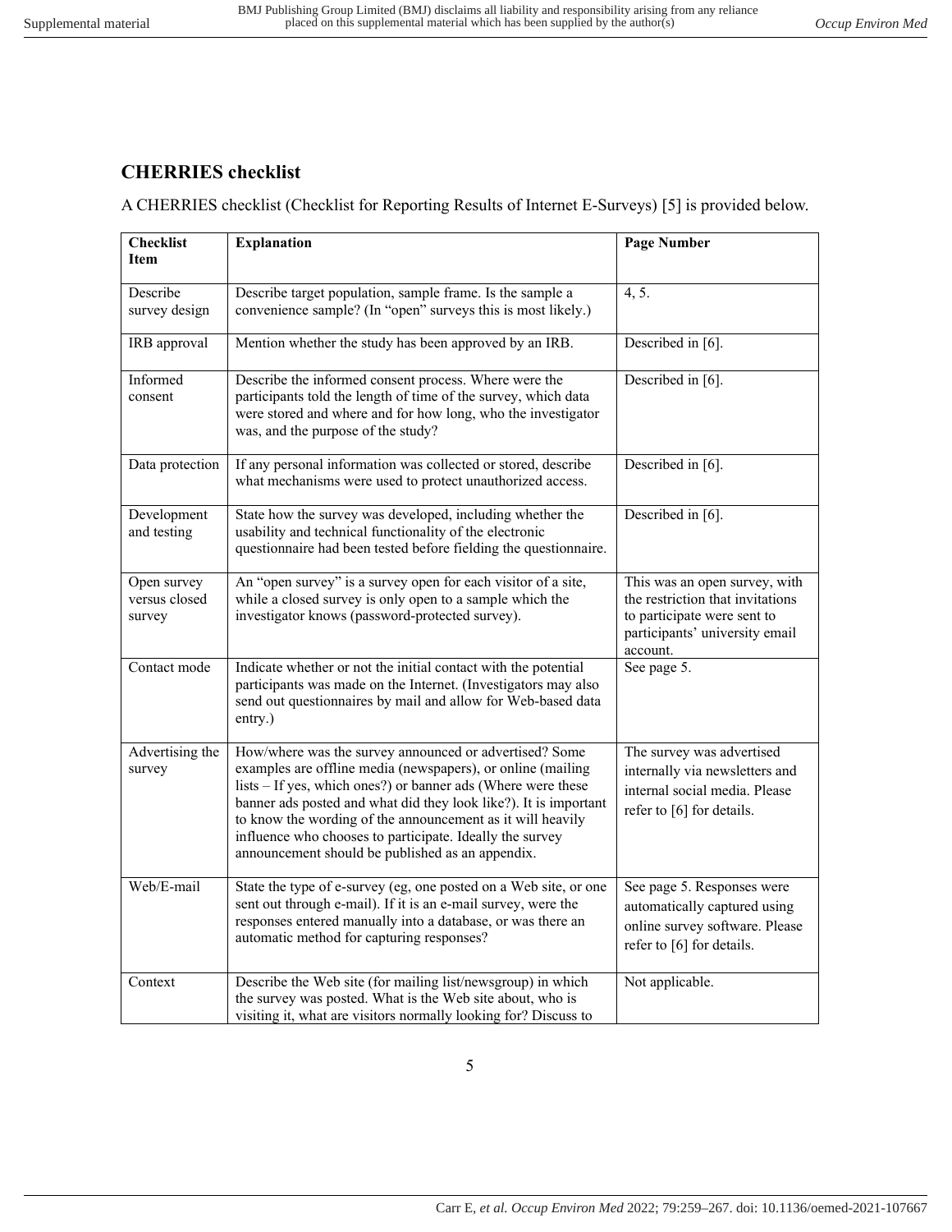## CHERRIES checklist

A CHERRIES checklist (Checklist for Reporting Results of Internet E-Surveys) [5] is provided below.

| Checklist Item | Explanation | Page Number |
|---|---|---|
| Describe survey design | Describe target population, sample frame. Is the sample a convenience sample? (In "open" surveys this is most likely.) | 4, 5. |
| IRB approval | Mention whether the study has been approved by an IRB. | Described in [6]. |
| Informed consent | Describe the informed consent process. Where were the participants told the length of time of the survey, which data were stored and where and for how long, who the investigator was, and the purpose of the study? | Described in [6]. |
| Data protection | If any personal information was collected or stored, describe what mechanisms were used to protect unauthorized access. | Described in [6]. |
| Development and testing | State how the survey was developed, including whether the usability and technical functionality of the electronic questionnaire had been tested before fielding the questionnaire. | Described in [6]. |
| Open survey versus closed survey | An "open survey" is a survey open for each visitor of a site, while a closed survey is only open to a sample which the investigator knows (password-protected survey). | This was an open survey, with the restriction that invitations to participate were sent to participants' university email account. |
| Contact mode | Indicate whether or not the initial contact with the potential participants was made on the Internet. (Investigators may also send out questionnaires by mail and allow for Web-based data entry.) | See page 5. |
| Advertising the survey | How/where was the survey announced or advertised? Some examples are offline media (newspapers), or online (mailing lists – If yes, which ones?) or banner ads (Where were these banner ads posted and what did they look like?). It is important to know the wording of the announcement as it will heavily influence who chooses to participate. Ideally the survey announcement should be published as an appendix. | The survey was advertised internally via newsletters and internal social media. Please refer to [6] for details. |
| Web/E-mail | State the type of e-survey (eg, one posted on a Web site, or one sent out through e-mail). If it is an e-mail survey, were the responses entered manually into a database, or was there an automatic method for capturing responses? | See page 5. Responses were automatically captured using online survey software. Please refer to [6] for details. |
| Context | Describe the Web site (for mailing list/newsgroup) in which the survey was posted. What is the Web site about, who is visiting it, what are visitors normally looking for? Discuss to | Not applicable. |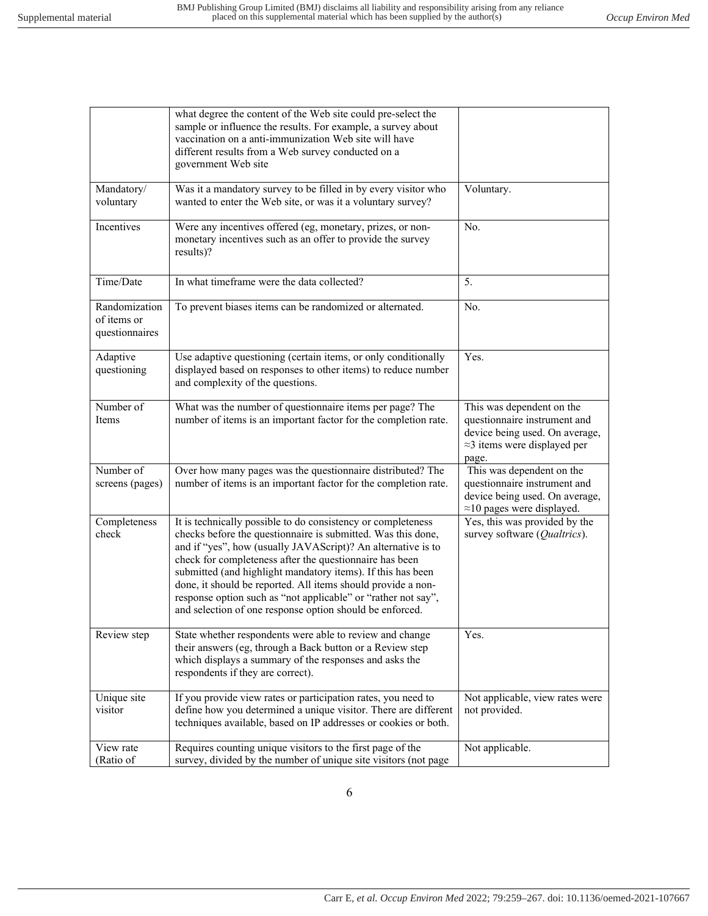| | | |
|---|---|---|
| | what degree the content of the Web site could pre-select the sample or influence the results. For example, a survey about vaccination on a anti-immunization Web site will have different results from a Web survey conducted on a government Web site | |
| Mandatory/ voluntary | Was it a mandatory survey to be filled in by every visitor who wanted to enter the Web site, or was it a voluntary survey? | Voluntary. |
| Incentives | Were any incentives offered (eg, monetary, prizes, or non-monetary incentives such as an offer to provide the survey results)? | No. |
| Time/Date | In what timeframe were the data collected? | 5. |
| Randomization of items or questionnaires | To prevent biases items can be randomized or alternated. | No. |
| Adaptive questioning | Use adaptive questioning (certain items, or only conditionally displayed based on responses to other items) to reduce number and complexity of the questions. | Yes. |
| Number of Items | What was the number of questionnaire items per page? The number of items is an important factor for the completion rate. | This was dependent on the questionnaire instrument and device being used. On average, ≈3 items were displayed per page. |
| Number of screens (pages) | Over how many pages was the questionnaire distributed? The number of items is an important factor for the completion rate. | This was dependent on the questionnaire instrument and device being used. On average, ≈10 pages were displayed. |
| Completeness check | It is technically possible to do consistency or completeness checks before the questionnaire is submitted. Was this done, and if "yes", how (usually JAVAScript)? An alternative is to check for completeness after the questionnaire has been submitted (and highlight mandatory items). If this has been done, it should be reported. All items should provide a non-response option such as "not applicable" or "rather not say", and selection of one response option should be enforced. | Yes, this was provided by the survey software (*Qualtrics*). |
| Review step | State whether respondents were able to review and change their answers (eg, through a Back button or a Review step which displays a summary of the responses and asks the respondents if they are correct). | Yes. |
| Unique site visitor | If you provide view rates or participation rates, you need to define how you determined a unique visitor. There are different techniques available, based on IP addresses or cookies or both. | Not applicable, view rates were not provided. |
| View rate (Ratio of | Requires counting unique visitors to the first page of the survey, divided by the number of unique site visitors (not page | Not applicable. |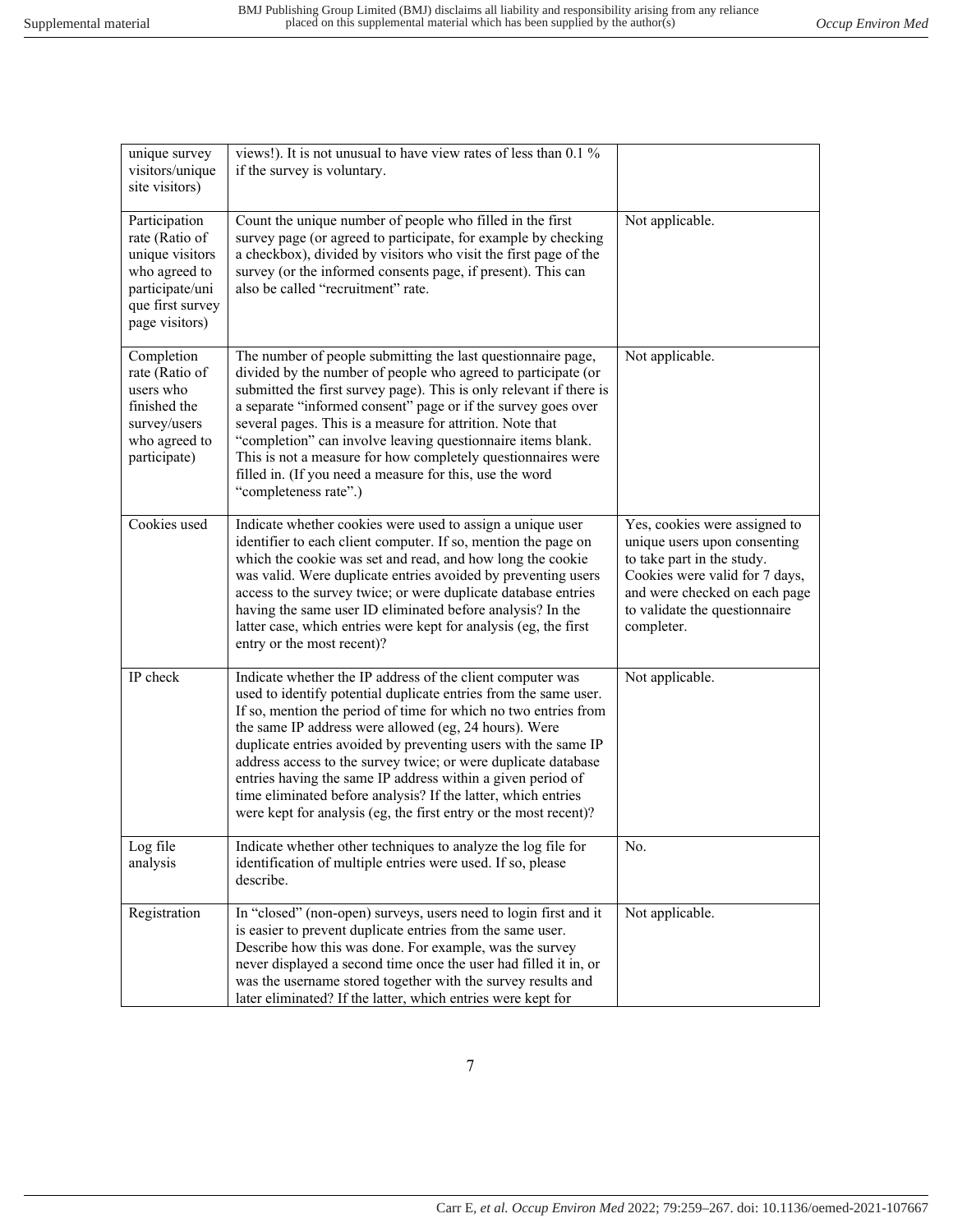| | | |
|---|---|---|
| unique survey visitors/unique site visitors) | views!). It is not unusual to have view rates of less than 0.1 % if the survey is voluntary. | |
| Participation rate (Ratio of unique visitors who agreed to participate/unique first survey page visitors) | Count the unique number of people who filled in the first survey page (or agreed to participate, for example by checking a checkbox), divided by visitors who visit the first page of the survey (or the informed consents page, if present). This can also be called "recruitment" rate. | Not applicable. |
| Completion rate (Ratio of users who finished the survey/users who agreed to participate) | The number of people submitting the last questionnaire page, divided by the number of people who agreed to participate (or submitted the first survey page). This is only relevant if there is a separate "informed consent" page or if the survey goes over several pages. This is a measure for attrition. Note that "completion" can involve leaving questionnaire items blank. This is not a measure for how completely questionnaires were filled in. (If you need a measure for this, use the word "completeness rate".) | Not applicable. |
| Cookies used | Indicate whether cookies were used to assign a unique user identifier to each client computer. If so, mention the page on which the cookie was set and read, and how long the cookie was valid. Were duplicate entries avoided by preventing users access to the survey twice; or were duplicate database entries having the same user ID eliminated before analysis? In the latter case, which entries were kept for analysis (eg, the first entry or the most recent)? | Yes, cookies were assigned to unique users upon consenting to take part in the study. Cookies were valid for 7 days, and were checked on each page to validate the questionnaire completer. |
| IP check | Indicate whether the IP address of the client computer was used to identify potential duplicate entries from the same user. If so, mention the period of time for which no two entries from the same IP address were allowed (eg, 24 hours). Were duplicate entries avoided by preventing users with the same IP address access to the survey twice; or were duplicate database entries having the same IP address within a given period of time eliminated before analysis? If the latter, which entries were kept for analysis (eg, the first entry or the most recent)? | Not applicable. |
| Log file analysis | Indicate whether other techniques to analyze the log file for identification of multiple entries were used. If so, please describe. | No. |
| Registration | In "closed" (non-open) surveys, users need to login first and it is easier to prevent duplicate entries from the same user. Describe how this was done. For example, was the survey never displayed a second time once the user had filled it in, or was the username stored together with the survey results and later eliminated? If the latter, which entries were kept for | Not applicable. |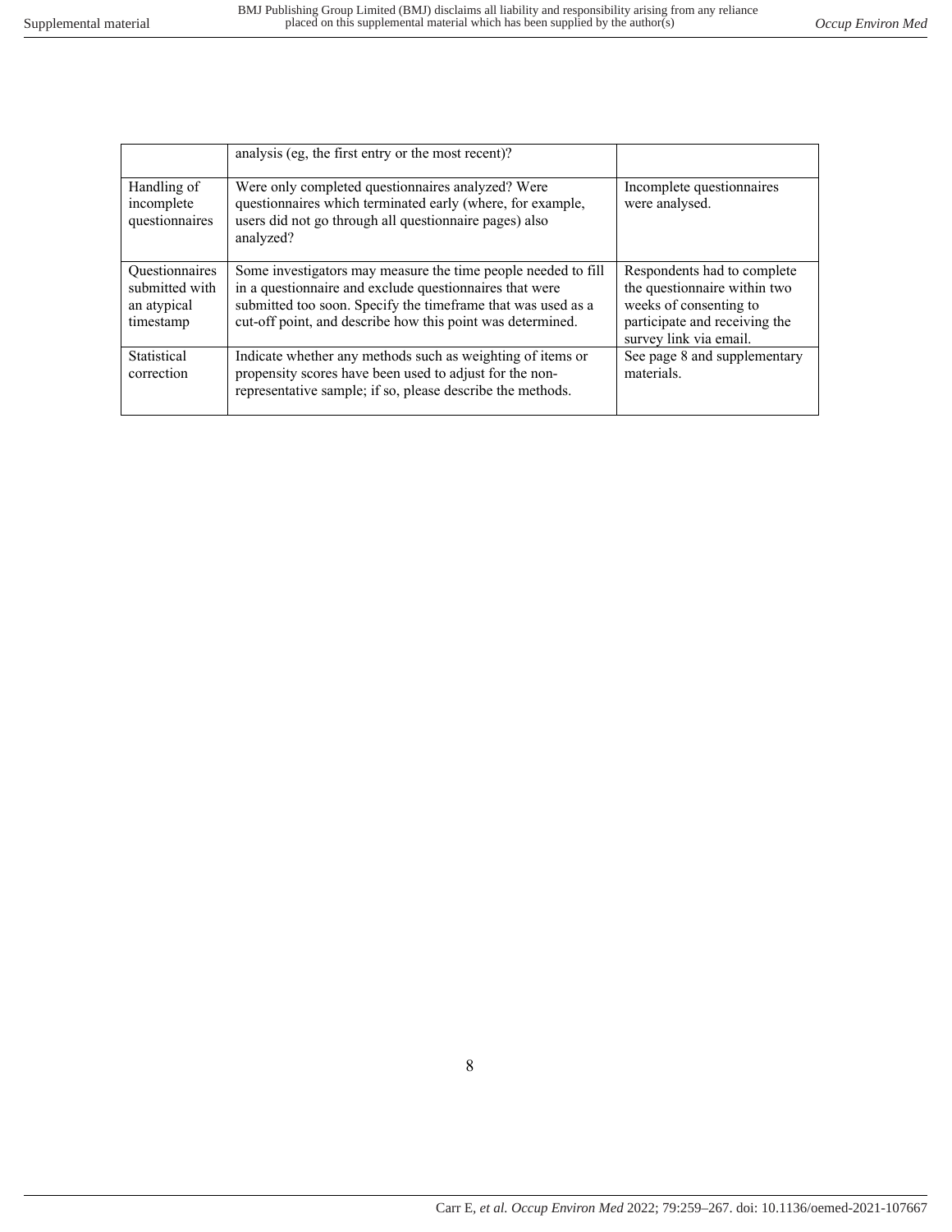|  |  |  |
| --- | --- | --- |
|  | analysis (eg, the first entry or the most recent)? |  |
| Handling of incomplete questionnaires | Were only completed questionnaires analyzed? Were questionnaires which terminated early (where, for example, users did not go through all questionnaire pages) also analyzed? | Incomplete questionnaires were analysed. |
| Questionnaires submitted with an atypical timestamp | Some investigators may measure the time people needed to fill in a questionnaire and exclude questionnaires that were submitted too soon. Specify the timeframe that was used as a cut-off point, and describe how this point was determined. | Respondents had to complete the questionnaire within two weeks of consenting to participate and receiving the survey link via email. |
| Statistical correction | Indicate whether any methods such as weighting of items or propensity scores have been used to adjust for the non-representative sample; if so, please describe the methods. | See page 8 and supplementary materials. |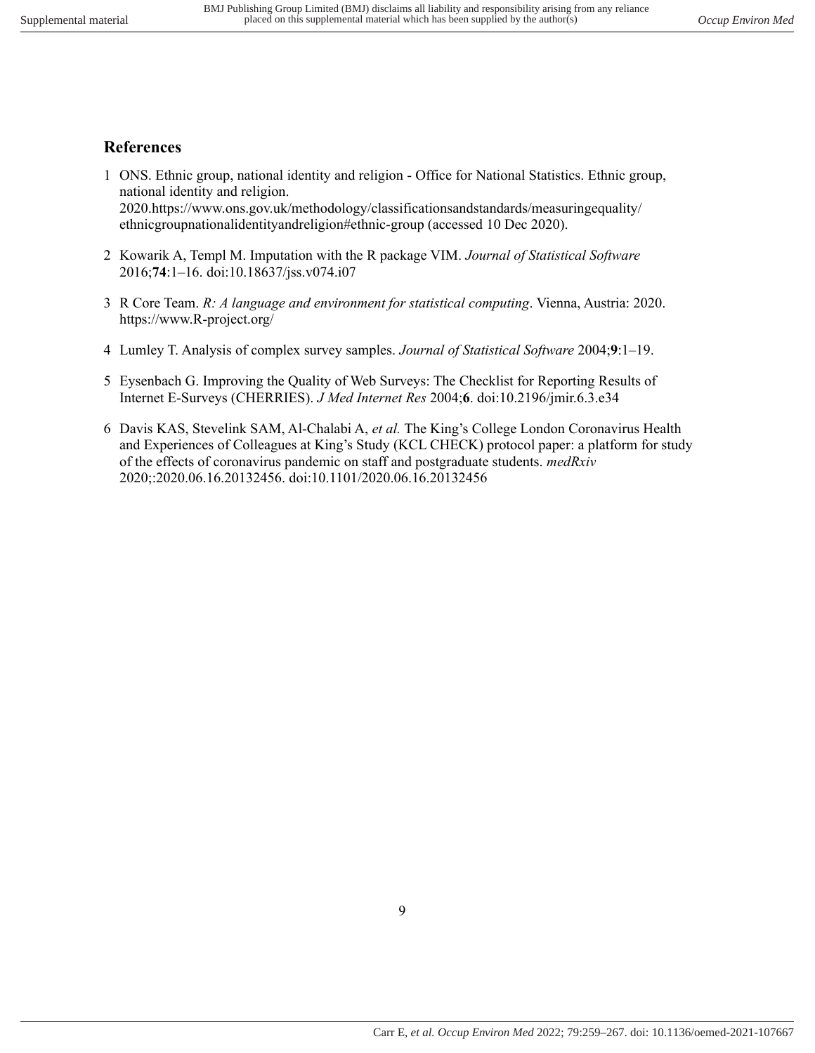## References

1. ONS. Ethnic group, national identity and religion - Office for National Statistics. Ethnic group, national identity and religion. 2020.https://www.ons.gov.uk/methodology/classificationsandstandards/measuringequality/ethnicgroupnationalidentityandreligion#ethnic-group (accessed 10 Dec 2020).

2. Kowarik A, Templ M. Imputation with the R package VIM. *Journal of Statistical Software* 2016;**74**:1–16. doi:10.18637/jss.v074.i07

3. R Core Team. *R: A language and environment for statistical computing*. Vienna, Austria: 2020. https://www.R-project.org/

4. Lumley T. Analysis of complex survey samples. *Journal of Statistical Software* 2004;**9**:1–19.

5. Eysenbach G. Improving the Quality of Web Surveys: The Checklist for Reporting Results of Internet E-Surveys (CHERRIES). *J Med Internet Res* 2004;**6**. doi:10.2196/jmir.6.3.e34

6. Davis KAS, Stevelink SAM, Al-Chalabi A, *et al.* The King's College London Coronavirus Health and Experiences of Colleagues at King's Study (KCL CHECK) protocol paper: a platform for study of the effects of coronavirus pandemic on staff and postgraduate students. *medRxiv* 2020;:2020.06.16.20132456. doi:10.1101/2020.06.16.20132456